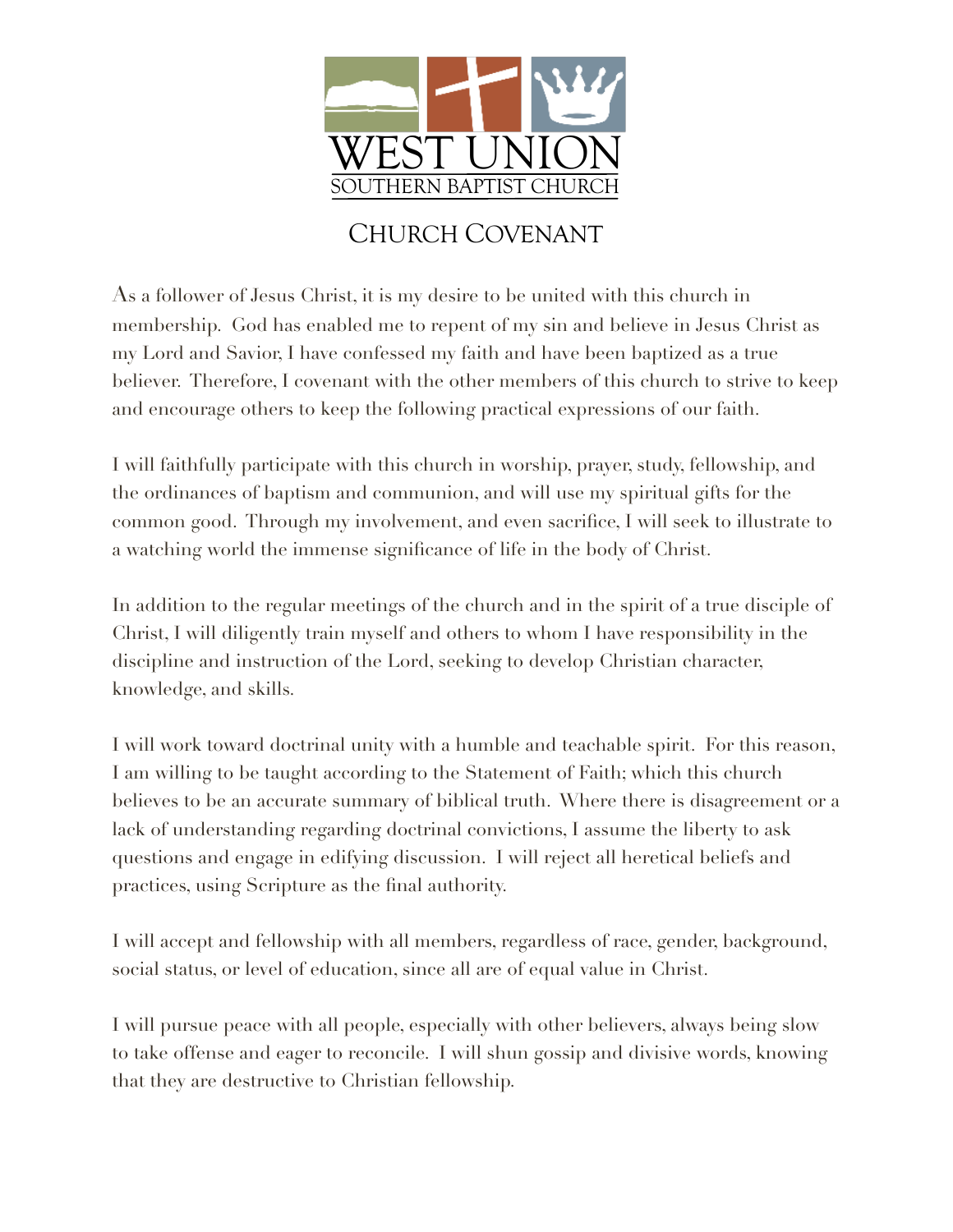# WEST UNION

## SOUTHERN BAPTIST CHURCH

## Church Covenant

As a follower of Jesus Christ, it is my desire to be united with this church in membership. God has enabled me to repent of my sin and believe in Jesus Christ as my Lord and Savior, I have confessed my faith and have been baptized as a true believer. Therefore, I covenant with the other members of this church to strive to keep and encourage others to keep the following practical expressions of our faith.

I will faithfully participate with this church in worship, prayer, study, fellowship, and the ordinances of baptism and communion, and will use my spiritual gifts for the common good. Through my involvement, and even sacrifice, I will seek to illustrate to a watching world the immense significance of life in the body of Christ.

In addition to the regular meetings of the church and in the spirit of a true disciple of Christ, I will diligently train myself and others to whom I have responsibility in the discipline and instruction of the Lord, seeking to develop Christian character, knowledge, and skills.

I will work toward doctrinal unity with a humble and teachable spirit. For this reason, I am willing to be taught according to the Statement of Faith; which this church believes to be an accurate summary of biblical truth. Where there is disagreement or a lack of understanding regarding doctrinal convictions, I assume the liberty to ask questions and engage in edifying discussion. I will reject all heretical beliefs and practices, using Scripture as the final authority.

I will accept and fellowship with all members, regardless of race, gender, background, social status, or level of education, since all are of equal value in Christ.

I will pursue peace with all people, especially with other believers, always being slow to take offense and eager to reconcile. I will shun gossip and divisive words, knowing that they are destructive to Christian fellowship.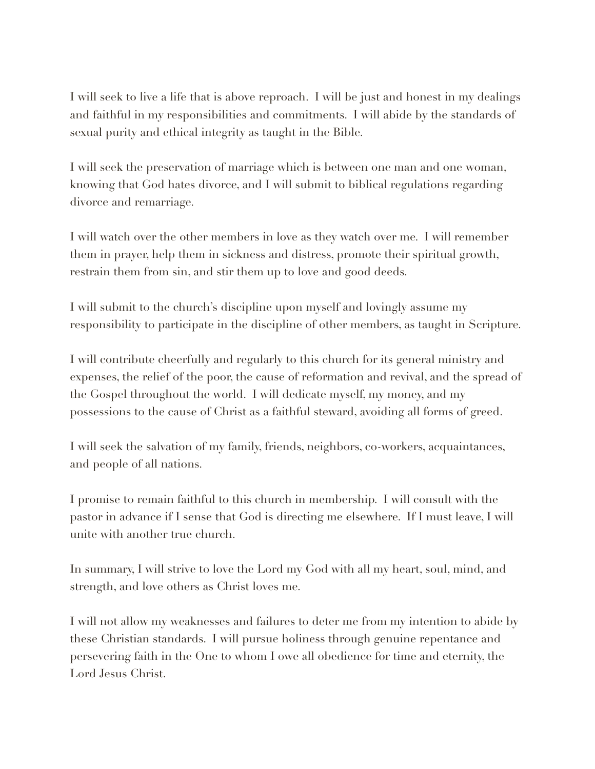I will seek to live a life that is above reproach. I will be just and honest in my dealings and faithful in my responsibilities and commitments. I will abide by the standards of sexual purity and ethical integrity as taught in the Bible.

I will seek the preservation of marriage which is between one man and one woman, knowing that God hates divorce, and I will submit to biblical regulations regarding divorce and remarriage.

I will watch over the other members in love as they watch over me. I will remember them in prayer, help them in sickness and distress, promote their spiritual growth, restrain them from sin, and stir them up to love and good deeds.

I will submit to the church's discipline upon myself and lovingly assume my responsibility to participate in the discipline of other members, as taught in Scripture.

I will contribute cheerfully and regularly to this church for its general ministry and expenses, the relief of the poor, the cause of reformation and revival, and the spread of the Gospel throughout the world. I will dedicate myself, my money, and my possessions to the cause of Christ as a faithful steward, avoiding all forms of greed.

I will seek the salvation of my family, friends, neighbors, co-workers, acquaintances, and people of all nations.

I promise to remain faithful to this church in membership. I will consult with the pastor in advance if I sense that God is directing me elsewhere. If I must leave, I will unite with another true church.

In summary, I will strive to love the Lord my God with all my heart, soul, mind, and strength, and love others as Christ loves me.

I will not allow my weaknesses and failures to deter me from my intention to abide by these Christian standards. I will pursue holiness through genuine repentance and persevering faith in the One to whom I owe all obedience for time and eternity, the Lord Jesus Christ.